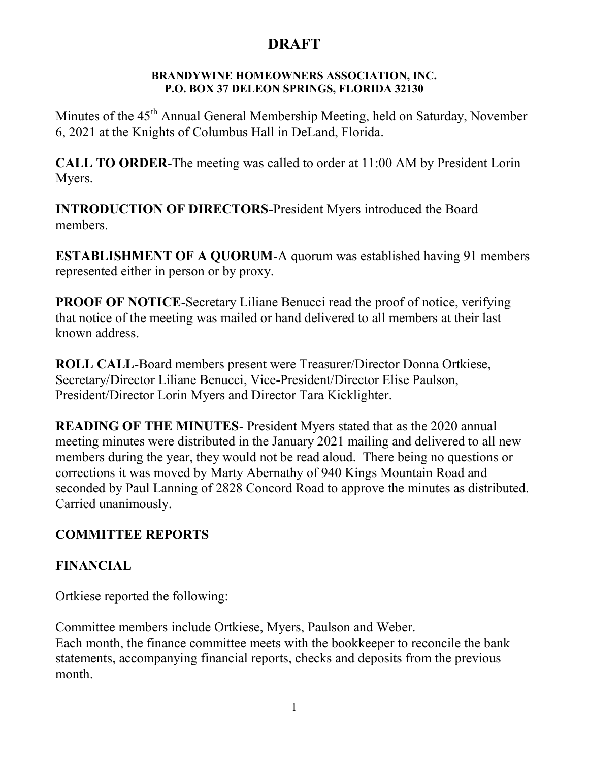# DRAFT

**BRANDYWINE HOMEOWNERS ASSOCIATION, INC.**
**P.O. BOX 37 DELEON SPRINGS, FLORIDA 32130**

Minutes of the 45th Annual General Membership Meeting, held on Saturday, November 6, 2021 at the Knights of Columbus Hall in DeLand, Florida.

**CALL TO ORDER**-The meeting was called to order at 11:00 AM by President Lorin Myers.

**INTRODUCTION OF DIRECTORS**-President Myers introduced the Board members.

**ESTABLISHMENT OF A QUORUM**-A quorum was established having 91 members represented either in person or by proxy.

**PROOF OF NOTICE**-Secretary Liliane Benucci read the proof of notice, verifying that notice of the meeting was mailed or hand delivered to all members at their last known address.

**ROLL CALL**-Board members present were Treasurer/Director Donna Ortkiese, Secretary/Director Liliane Benucci, Vice-President/Director Elise Paulson, President/Director Lorin Myers and Director Tara Kicklighter.

**READING OF THE MINUTES**- President Myers stated that as the 2020 annual meeting minutes were distributed in the January 2021 mailing and delivered to all new members during the year, they would not be read aloud. There being no questions or corrections it was moved by Marty Abernathy of 940 Kings Mountain Road and seconded by Paul Lanning of 2828 Concord Road to approve the minutes as distributed. Carried unanimously.

## COMMITTEE REPORTS

## FINANCIAL

Ortkiese reported the following:

Committee members include Ortkiese, Myers, Paulson and Weber.
Each month, the finance committee meets with the bookkeeper to reconcile the bank statements, accompanying financial reports, checks and deposits from the previous month.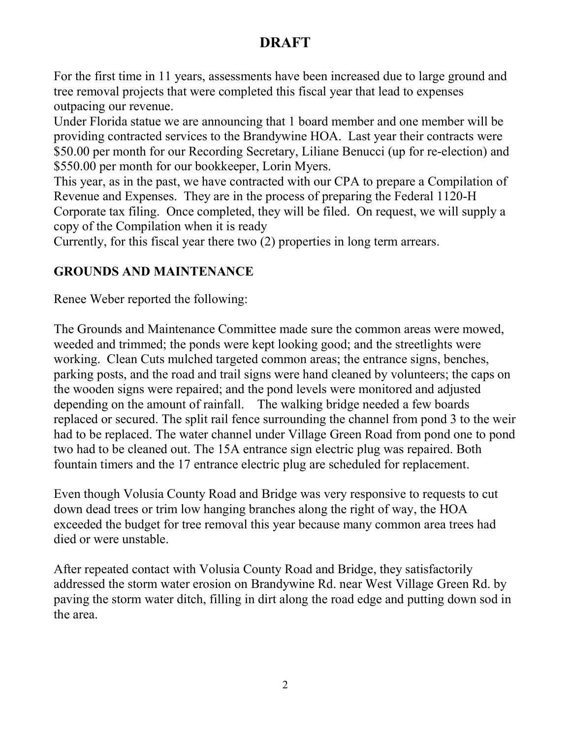# DRAFT

For the first time in 11 years, assessments have been increased due to large ground and tree removal projects that were completed this fiscal year that lead to expenses outpacing our revenue.

Under Florida statue we are announcing that 1 board member and one member will be providing contracted services to the Brandywine HOA. Last year their contracts were $50.00 per month for our Recording Secretary, Liliane Benucci (up for re-election) and $550.00 per month for our bookkeeper, Lorin Myers.

This year, as in the past, we have contracted with our CPA to prepare a Compilation of Revenue and Expenses. They are in the process of preparing the Federal 1120-H Corporate tax filing. Once completed, they will be filed. On request, we will supply a copy of the Compilation when it is ready

Currently, for this fiscal year there two (2) properties in long term arrears.

## GROUNDS AND MAINTENANCE

Renee Weber reported the following:

The Grounds and Maintenance Committee made sure the common areas were mowed, weeded and trimmed; the ponds were kept looking good; and the streetlights were working. Clean Cuts mulched targeted common areas; the entrance signs, benches, parking posts, and the road and trail signs were hand cleaned by volunteers; the caps on the wooden signs were repaired; and the pond levels were monitored and adjusted depending on the amount of rainfall. The walking bridge needed a few boards replaced or secured. The split rail fence surrounding the channel from pond 3 to the weir had to be replaced. The water channel under Village Green Road from pond one to pond two had to be cleaned out. The 15A entrance sign electric plug was repaired. Both fountain timers and the 17 entrance electric plug are scheduled for replacement.

Even though Volusia County Road and Bridge was very responsive to requests to cut down dead trees or trim low hanging branches along the right of way, the HOA exceeded the budget for tree removal this year because many common area trees had died or were unstable.

After repeated contact with Volusia County Road and Bridge, they satisfactorily addressed the storm water erosion on Brandywine Rd. near West Village Green Rd. by paving the storm water ditch, filling in dirt along the road edge and putting down sod in the area.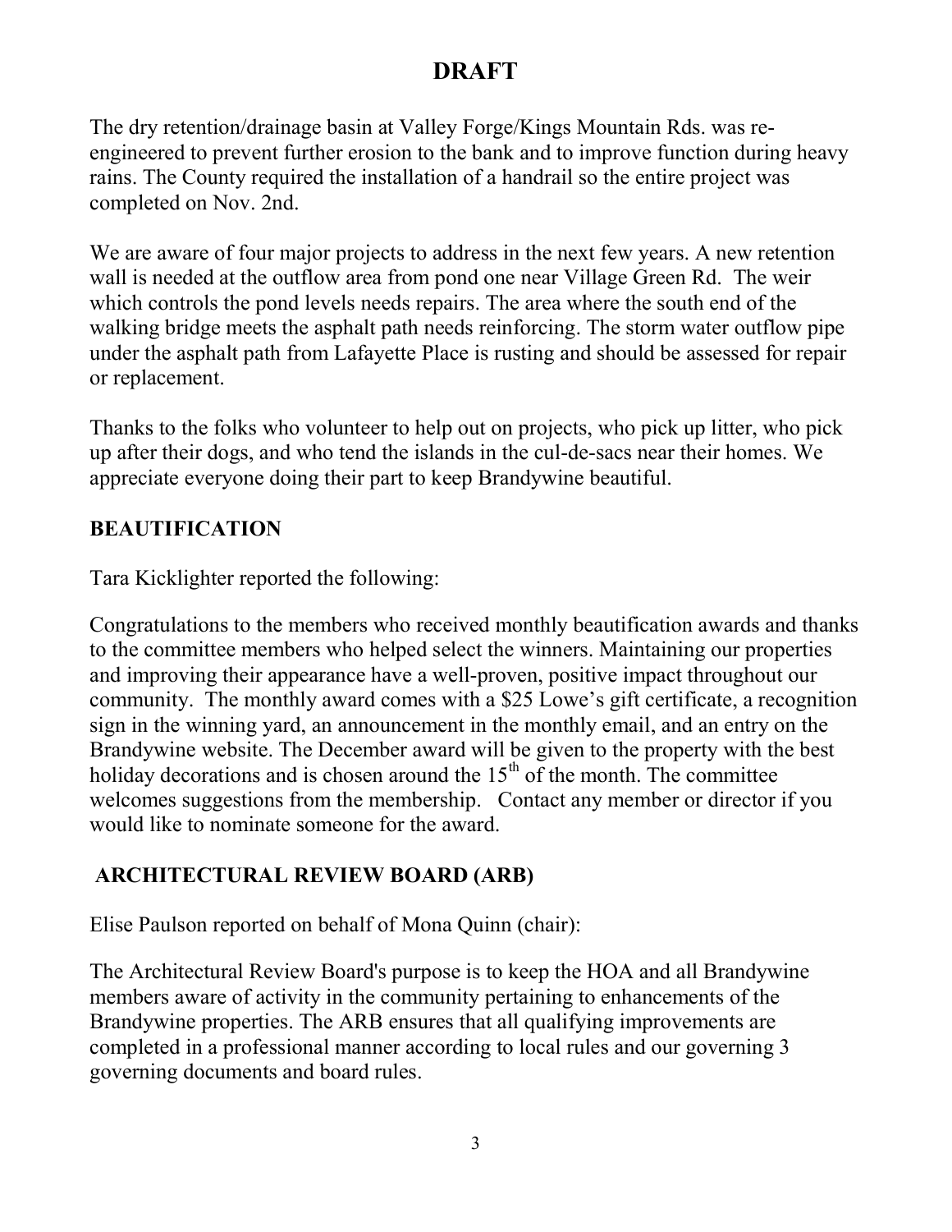# DRAFT

The dry retention/drainage basin at Valley Forge/Kings Mountain Rds. was re-engineered to prevent further erosion to the bank and to improve function during heavy rains. The County required the installation of a handrail so the entire project was completed on Nov. 2nd.

We are aware of four major projects to address in the next few years. A new retention wall is needed at the outflow area from pond one near Village Green Rd. The weir which controls the pond levels needs repairs. The area where the south end of the walking bridge meets the asphalt path needs reinforcing. The storm water outflow pipe under the asphalt path from Lafayette Place is rusting and should be assessed for repair or replacement.

Thanks to the folks who volunteer to help out on projects, who pick up litter, who pick up after their dogs, and who tend the islands in the cul-de-sacs near their homes. We appreciate everyone doing their part to keep Brandywine beautiful.

## BEAUTIFICATION

Tara Kicklighter reported the following:

Congratulations to the members who received monthly beautification awards and thanks to the committee members who helped select the winners. Maintaining our properties and improving their appearance have a well-proven, positive impact throughout our community. The monthly award comes with a $25 Lowe's gift certificate, a recognition sign in the winning yard, an announcement in the monthly email, and an entry on the Brandywine website. The December award will be given to the property with the best holiday decorations and is chosen around the 15th of the month. The committee welcomes suggestions from the membership. Contact any member or director if you would like to nominate someone for the award.

## ARCHITECTURAL REVIEW BOARD (ARB)

Elise Paulson reported on behalf of Mona Quinn (chair):

The Architectural Review Board's purpose is to keep the HOA and all Brandywine members aware of activity in the community pertaining to enhancements of the Brandywine properties. The ARB ensures that all qualifying improvements are completed in a professional manner according to local rules and our governing 3 governing documents and board rules.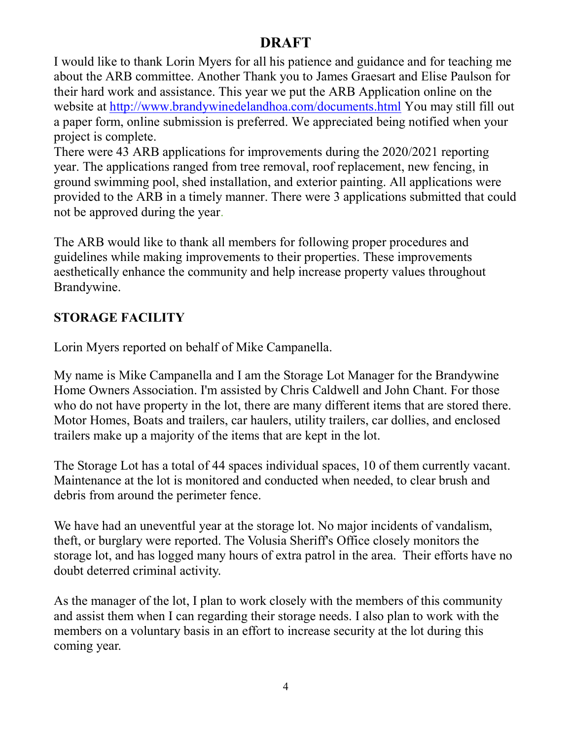# DRAFT

I would like to thank Lorin Myers for all his patience and guidance and for teaching me about the ARB committee. Another Thank you to James Graesart and Elise Paulson for their hard work and assistance. This year we put the ARB Application online on the website at [http://www.brandywinedelandhoa.com/documents.html](http://www.brandywinedelandhoa.com/documents.html) You may still fill out a paper form, online submission is preferred. We appreciated being notified when your project is complete.

There were 43 ARB applications for improvements during the 2020/2021 reporting year. The applications ranged from tree removal, roof replacement, new fencing, in ground swimming pool, shed installation, and exterior painting. All applications were provided to the ARB in a timely manner. There were 3 applications submitted that could not be approved during the year.

The ARB would like to thank all members for following proper procedures and guidelines while making improvements to their properties. These improvements aesthetically enhance the community and help increase property values throughout Brandywine.

## STORAGE FACILITY

Lorin Myers reported on behalf of Mike Campanella.

My name is Mike Campanella and I am the Storage Lot Manager for the Brandywine Home Owners Association. I'm assisted by Chris Caldwell and John Chant. For those who do not have property in the lot, there are many different items that are stored there. Motor Homes, Boats and trailers, car haulers, utility trailers, car dollies, and enclosed trailers make up a majority of the items that are kept in the lot.

The Storage Lot has a total of 44 spaces individual spaces, 10 of them currently vacant. Maintenance at the lot is monitored and conducted when needed, to clear brush and debris from around the perimeter fence.

We have had an uneventful year at the storage lot. No major incidents of vandalism, theft, or burglary were reported. The Volusia Sheriff's Office closely monitors the storage lot, and has logged many hours of extra patrol in the area. Their efforts have no doubt deterred criminal activity.

As the manager of the lot, I plan to work closely with the members of this community and assist them when I can regarding their storage needs. I also plan to work with the members on a voluntary basis in an effort to increase security at the lot during this coming year.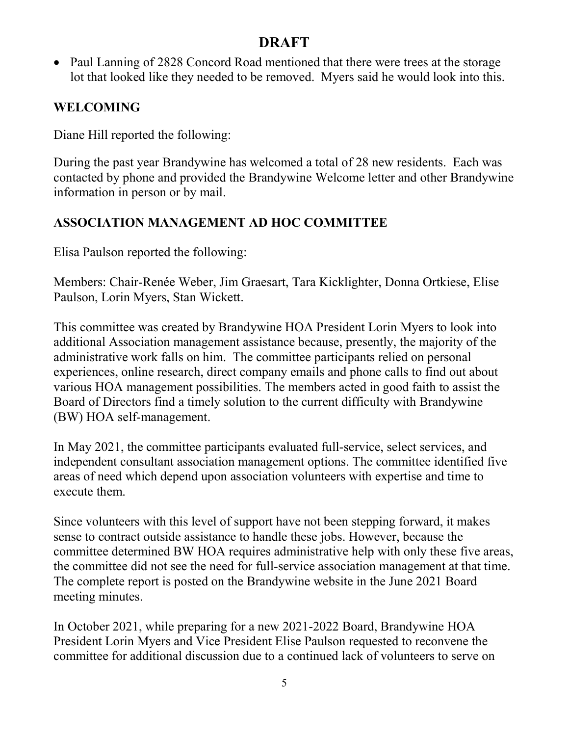**DRAFT**

- Paul Lanning of 2828 Concord Road mentioned that there were trees at the storage lot that looked like they needed to be removed. Myers said he would look into this.

## WELCOMING

Diane Hill reported the following:

During the past year Brandywine has welcomed a total of 28 new residents. Each was contacted by phone and provided the Brandywine Welcome letter and other Brandywine information in person or by mail.

## ASSOCIATION MANAGEMENT AD HOC COMMITTEE

Elisa Paulson reported the following:

Members: Chair-Renée Weber, Jim Graesart, Tara Kicklighter, Donna Ortkiese, Elise Paulson, Lorin Myers, Stan Wickett.

This committee was created by Brandywine HOA President Lorin Myers to look into additional Association management assistance because, presently, the majority of the administrative work falls on him. The committee participants relied on personal experiences, online research, direct company emails and phone calls to find out about various HOA management possibilities. The members acted in good faith to assist the Board of Directors find a timely solution to the current difficulty with Brandywine (BW) HOA self-management.

In May 2021, the committee participants evaluated full-service, select services, and independent consultant association management options. The committee identified five areas of need which depend upon association volunteers with expertise and time to execute them.

Since volunteers with this level of support have not been stepping forward, it makes sense to contract outside assistance to handle these jobs. However, because the committee determined BW HOA requires administrative help with only these five areas, the committee did not see the need for full-service association management at that time. The complete report is posted on the Brandywine website in the June 2021 Board meeting minutes.

In October 2021, while preparing for a new 2021-2022 Board, Brandywine HOA President Lorin Myers and Vice President Elise Paulson requested to reconvene the committee for additional discussion due to a continued lack of volunteers to serve on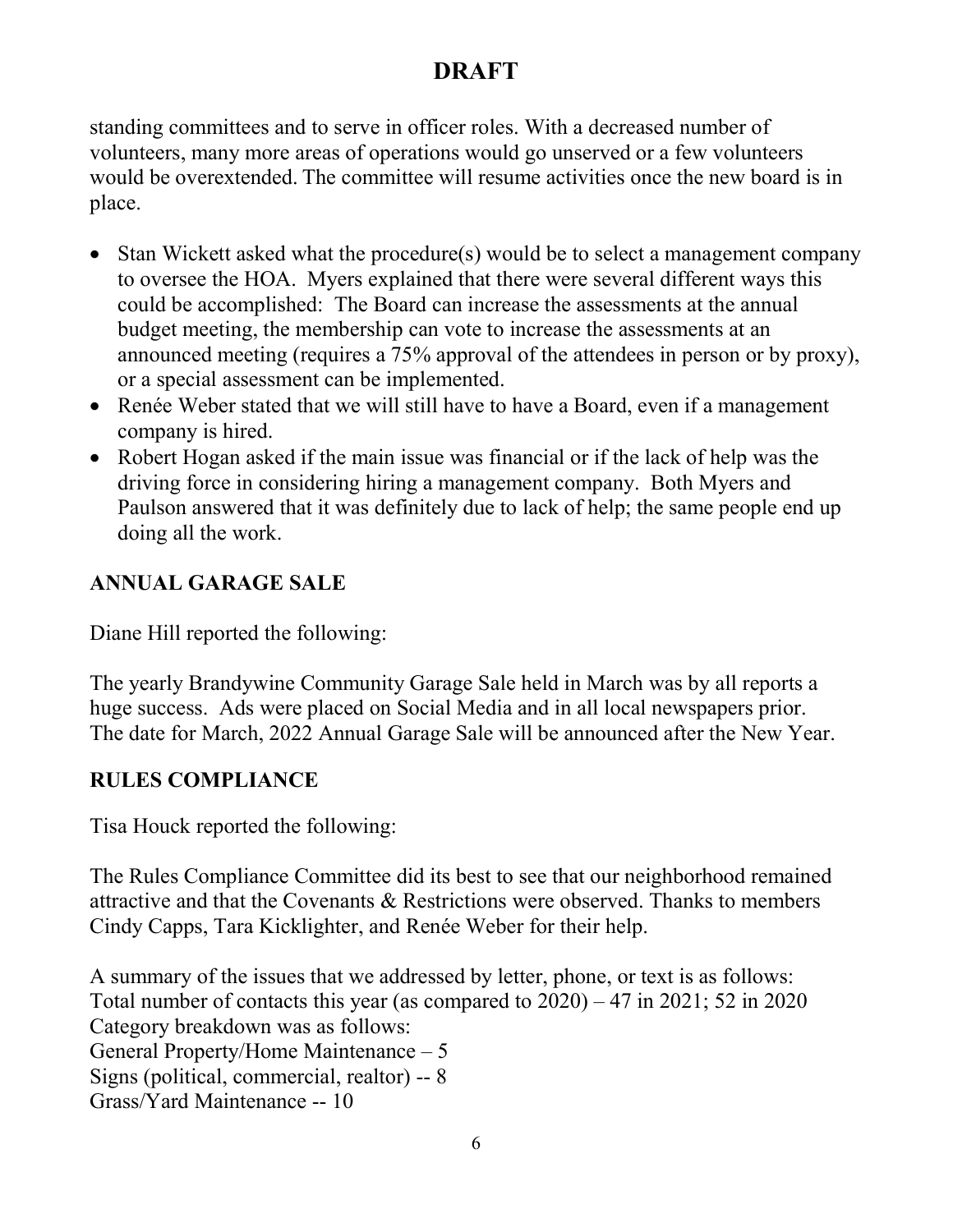# DRAFT

standing committees and to serve in officer roles. With a decreased number of volunteers, many more areas of operations would go unserved or a few volunteers would be overextended. The committee will resume activities once the new board is in place.

- Stan Wickett asked what the procedure(s) would be to select a management company to oversee the HOA. Myers explained that there were several different ways this could be accomplished: The Board can increase the assessments at the annual budget meeting, the membership can vote to increase the assessments at an announced meeting (requires a 75% approval of the attendees in person or by proxy), or a special assessment can be implemented.
- Renée Weber stated that we will still have to have a Board, even if a management company is hired.
- Robert Hogan asked if the main issue was financial or if the lack of help was the driving force in considering hiring a management company. Both Myers and Paulson answered that it was definitely due to lack of help; the same people end up doing all the work.

## ANNUAL GARAGE SALE

Diane Hill reported the following:

The yearly Brandywine Community Garage Sale held in March was by all reports a huge success. Ads were placed on Social Media and in all local newspapers prior. The date for March, 2022 Annual Garage Sale will be announced after the New Year.

## RULES COMPLIANCE

Tisa Houck reported the following:

The Rules Compliance Committee did its best to see that our neighborhood remained attractive and that the Covenants & Restrictions were observed. Thanks to members Cindy Capps, Tara Kicklighter, and Renée Weber for their help.

A summary of the issues that we addressed by letter, phone, or text is as follows:
Total number of contacts this year (as compared to 2020) – 47 in 2021; 52 in 2020
Category breakdown was as follows:
General Property/Home Maintenance – 5
Signs (political, commercial, realtor) -- 8
Grass/Yard Maintenance -- 10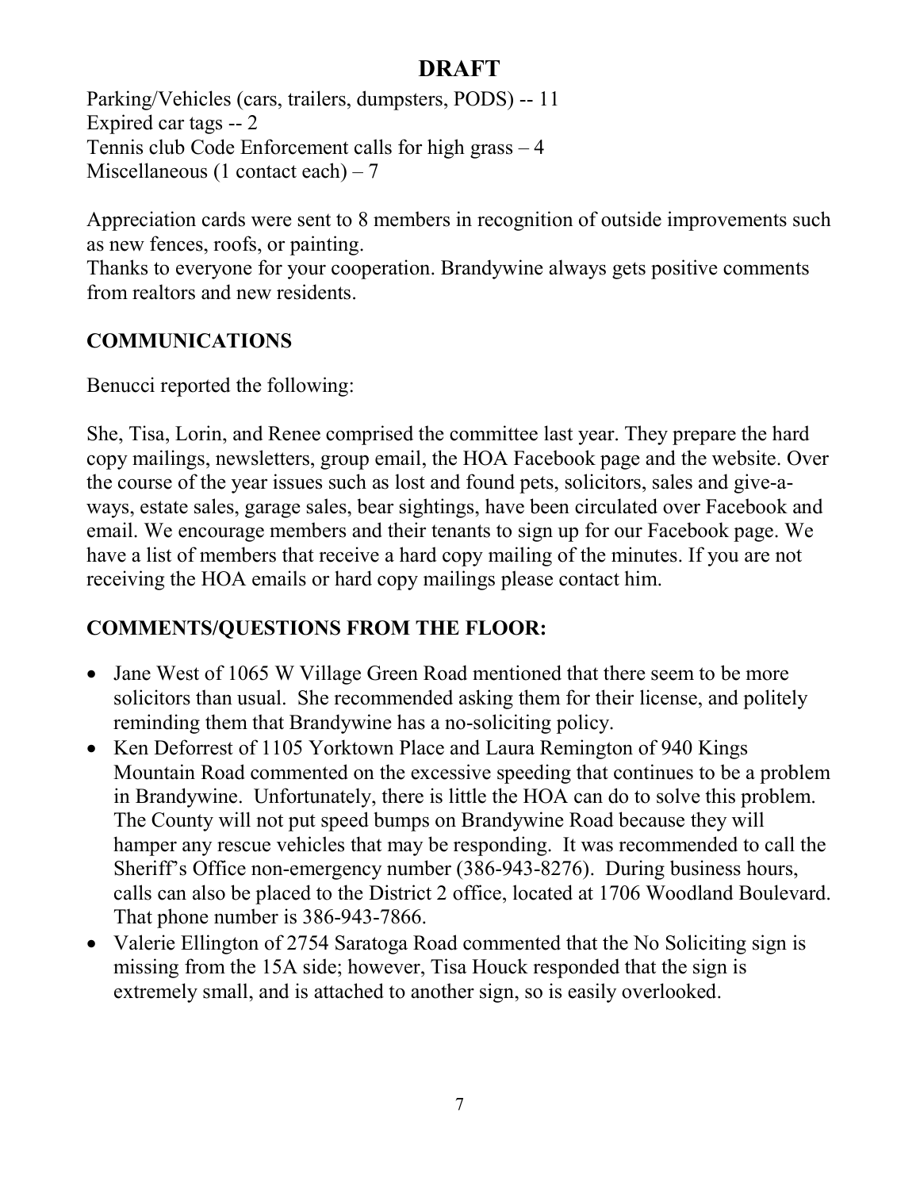# DRAFT

Parking/Vehicles (cars, trailers, dumpsters, PODS) -- 11
Expired car tags -- 2
Tennis club Code Enforcement calls for high grass – 4
Miscellaneous (1 contact each) – 7

Appreciation cards were sent to 8 members in recognition of outside improvements such as new fences, roofs, or painting.
Thanks to everyone for your cooperation. Brandywine always gets positive comments from realtors and new residents.

## COMMUNICATIONS

Benucci reported the following:

She, Tisa, Lorin, and Renee comprised the committee last year. They prepare the hard copy mailings, newsletters, group email, the HOA Facebook page and the website. Over the course of the year issues such as lost and found pets, solicitors, sales and give-a-ways, estate sales, garage sales, bear sightings, have been circulated over Facebook and email. We encourage members and their tenants to sign up for our Facebook page. We have a list of members that receive a hard copy mailing of the minutes. If you are not receiving the HOA emails or hard copy mailings please contact him.

## COMMENTS/QUESTIONS FROM THE FLOOR:

- Jane West of 1065 W Village Green Road mentioned that there seem to be more solicitors than usual. She recommended asking them for their license, and politely reminding them that Brandywine has a no-soliciting policy.
- Ken Deforrest of 1105 Yorktown Place and Laura Remington of 940 Kings Mountain Road commented on the excessive speeding that continues to be a problem in Brandywine. Unfortunately, there is little the HOA can do to solve this problem. The County will not put speed bumps on Brandywine Road because they will hamper any rescue vehicles that may be responding. It was recommended to call the Sheriff's Office non-emergency number (386-943-8276). During business hours, calls can also be placed to the District 2 office, located at 1706 Woodland Boulevard. That phone number is 386-943-7866.
- Valerie Ellington of 2754 Saratoga Road commented that the No Soliciting sign is missing from the 15A side; however, Tisa Houck responded that the sign is extremely small, and is attached to another sign, so is easily overlooked.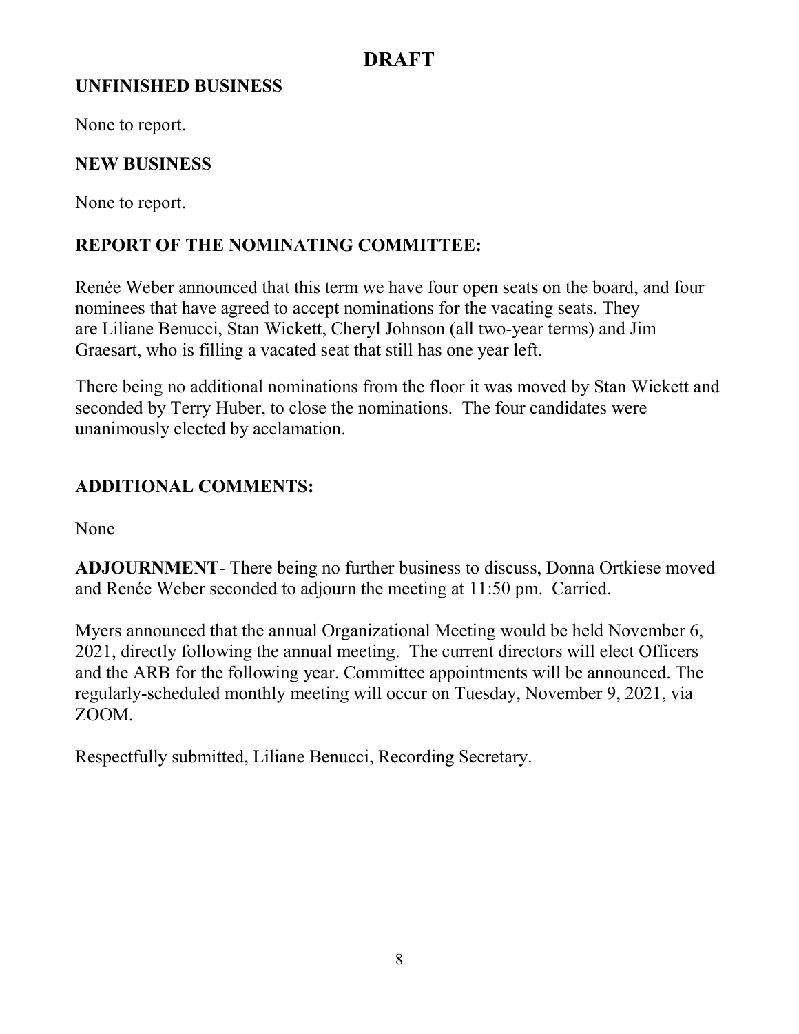# DRAFT

## UNFINISHED BUSINESS

None to report.

## NEW BUSINESS

None to report.

## REPORT OF THE NOMINATING COMMITTEE:

Renée Weber announced that this term we have four open seats on the board, and four nominees that have agreed to accept nominations for the vacating seats. They are Liliane Benucci, Stan Wickett, Cheryl Johnson (all two-year terms) and Jim Graesart, who is filling a vacated seat that still has one year left.

There being no additional nominations from the floor it was moved by Stan Wickett and seconded by Terry Huber, to close the nominations. The four candidates were unanimously elected by acclamation.

## ADDITIONAL COMMENTS:

None

**ADJOURNMENT**- There being no further business to discuss, Donna Ortkiese moved and Renée Weber seconded to adjourn the meeting at 11:50 pm. Carried.

Myers announced that the annual Organizational Meeting would be held November 6, 2021, directly following the annual meeting. The current directors will elect Officers and the ARB for the following year. Committee appointments will be announced. The regularly-scheduled monthly meeting will occur on Tuesday, November 9, 2021, via ZOOM.

Respectfully submitted, Liliane Benucci, Recording Secretary.